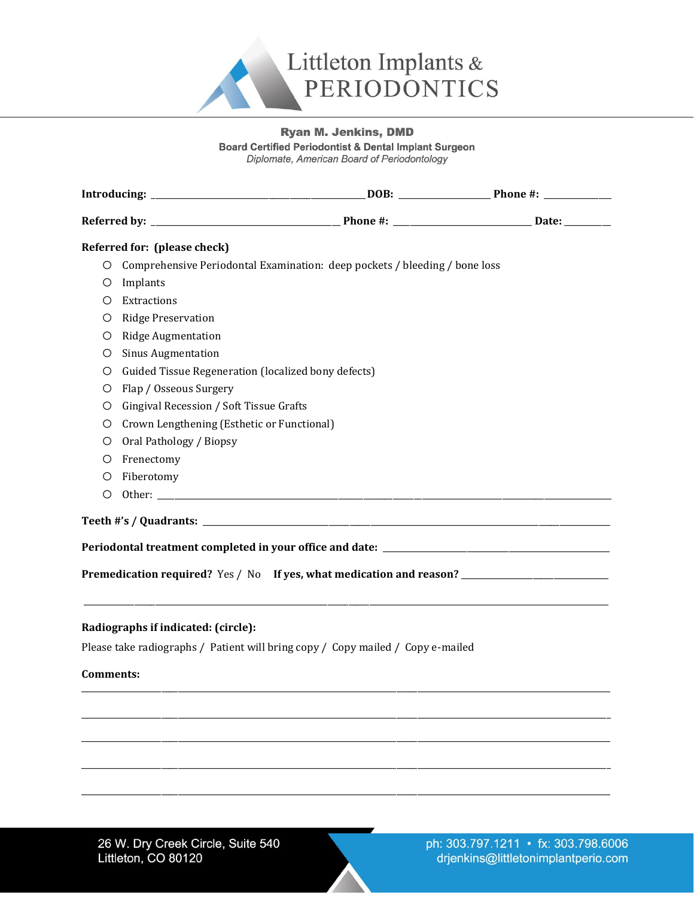# Littleton Implants & PERIODONTICS

**Ryan M. Jenkins, DMD**
**Board Certified Periodontist & Dental Implant Surgeon**
*Diplomate, American Board of Periodontology*

**Introducing:** ______________________________ **DOB:** ______________ **Phone #:** ____________

**Referred by:** ______________________________ **Phone #:** ____________________ **Date:** ________

**Referred for: (please check)**

- ○ Comprehensive Periodontal Examination: deep pockets / bleeding / bone loss
- ○ Implants
- ○ Extractions
- ○ Ridge Preservation
- ○ Ridge Augmentation
- ○ Sinus Augmentation
- ○ Guided Tissue Regeneration (localized bony defects)
- ○ Flap / Osseous Surgery
- ○ Gingival Recession / Soft Tissue Grafts
- ○ Crown Lengthening (Esthetic or Functional)
- ○ Oral Pathology / Biopsy
- ○ Frenectomy
- ○ Fiberotomy
- ○ Other: ____________________________________________

**Teeth #'s / Quadrants:** ____________________________________________

**Periodontal treatment completed in your office and date:** ______________________________

**Premedication required?** Yes / No **If yes, what medication and reason?** ____________________

____________________________________________________________________________

**Radiographs if indicated: (circle):**

Please take radiographs / Patient will bring copy / Copy mailed / Copy e-mailed

**Comments:**

____________________________________________________________________________

____________________________________________________________________________

____________________________________________________________________________

____________________________________________________________________________

____________________________________________________________________________

26 W. Dry Creek Circle, Suite 540
Littleton, CO 80120

ph: 303.797.1211 • fx: 303.798.6006
drjenkins@littletonimplantperio.com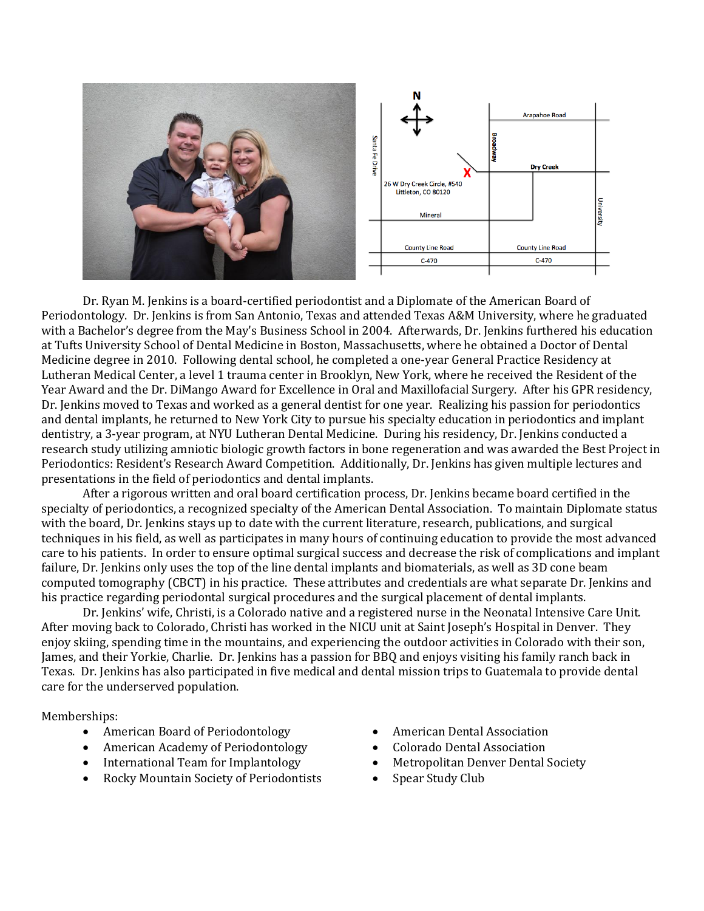N

Arapahoe Road

Santa Fe Drive

Broadway

Dry Creek

X

26 W Dry Creek Circle, #540
Littleton, CO 80120

University

Mineral

County Line Road

County Line Road

C-470

C-470

Dr. Ryan M. Jenkins is a board-certified periodontist and a Diplomate of the American Board of Periodontology. Dr. Jenkins is from San Antonio, Texas and attended Texas A&M University, where he graduated with a Bachelor's degree from the May's Business School in 2004. Afterwards, Dr. Jenkins furthered his education at Tufts University School of Dental Medicine in Boston, Massachusetts, where he obtained a Doctor of Dental Medicine degree in 2010. Following dental school, he completed a one-year General Practice Residency at Lutheran Medical Center, a level 1 trauma center in Brooklyn, New York, where he received the Resident of the Year Award and the Dr. DiMango Award for Excellence in Oral and Maxillofacial Surgery. After his GPR residency, Dr. Jenkins moved to Texas and worked as a general dentist for one year. Realizing his passion for periodontics and dental implants, he returned to New York City to pursue his specialty education in periodontics and implant dentistry, a 3-year program, at NYU Lutheran Dental Medicine. During his residency, Dr. Jenkins conducted a research study utilizing amniotic biologic growth factors in bone regeneration and was awarded the Best Project in Periodontics: Resident's Research Award Competition. Additionally, Dr. Jenkins has given multiple lectures and presentations in the field of periodontics and dental implants.

After a rigorous written and oral board certification process, Dr. Jenkins became board certified in the specialty of periodontics, a recognized specialty of the American Dental Association. To maintain Diplomate status with the board, Dr. Jenkins stays up to date with the current literature, research, publications, and surgical techniques in his field, as well as participates in many hours of continuing education to provide the most advanced care to his patients. In order to ensure optimal surgical success and decrease the risk of complications and implant failure, Dr. Jenkins only uses the top of the line dental implants and biomaterials, as well as 3D cone beam computed tomography (CBCT) in his practice. These attributes and credentials are what separate Dr. Jenkins and his practice regarding periodontal surgical procedures and the surgical placement of dental implants.

Dr. Jenkins' wife, Christi, is a Colorado native and a registered nurse in the Neonatal Intensive Care Unit. After moving back to Colorado, Christi has worked in the NICU unit at Saint Joseph's Hospital in Denver. They enjoy skiing, spending time in the mountains, and experiencing the outdoor activities in Colorado with their son, James, and their Yorkie, Charlie. Dr. Jenkins has a passion for BBQ and enjoys visiting his family ranch back in Texas. Dr. Jenkins has also participated in five medical and dental mission trips to Guatemala to provide dental care for the underserved population.

Memberships:

- American Board of Periodontology
- American Academy of Periodontology
- International Team for Implantology
- Rocky Mountain Society of Periodontists
- American Dental Association
- Colorado Dental Association
- Metropolitan Denver Dental Society
- Spear Study Club